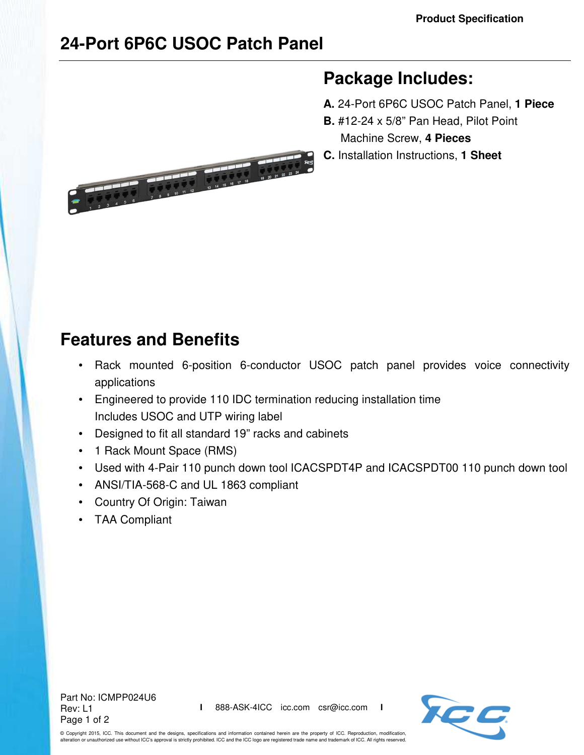Product Specification

# 24-Port 6P6C USOC Patch Panel

## Package Includes:

**A.** 24-Port 6P6C USOC Patch Panel, **1 Piece**

**B.** #12-24 x 5/8" Pan Head, Pilot Point Machine Screw, **4 Pieces**

**C.** Installation Instructions, **1 Sheet**

## Features and Benefits

- Rack mounted 6-position 6-conductor USOC patch panel provides voice connectivity applications
- Engineered to provide 110 IDC termination reducing installation time
  Includes USOC and UTP wiring label
- Designed to fit all standard 19" racks and cabinets
- 1 Rack Mount Space (RMS)
- Used with 4-Pair 110 punch down tool ICACSPDT4P and ICACSPDT00 110 punch down tool
- ANSI/TIA-568-C and UL 1863 compliant
- Country Of Origin: Taiwan
- TAA Compliant

Part No: ICMPP024U6
Rev: L1

888-ASK-4ICC icc.com csr@icc.com

© Copyright 2015, ICC. This document and the designs, specifications and information contained herein are the property of ICC. Reproduction, modification, alteration or unauthorized use without ICC's approval is strictly prohibited. ICC and the ICC logo are registered trade name and trademark of ICC. All rights reserved.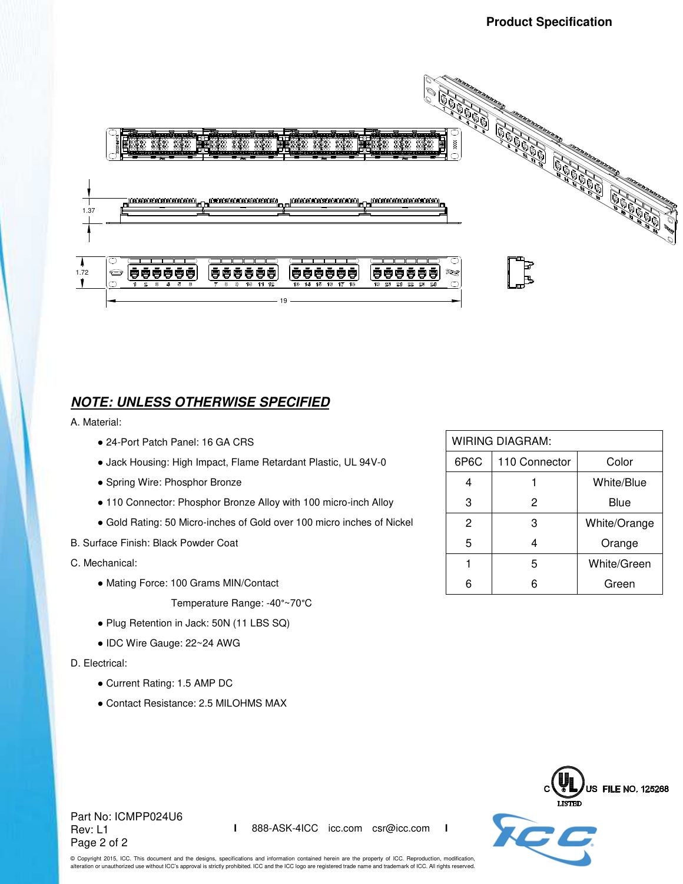**Product Specification**

1.37

1.72

19

## *NOTE: UNLESS OTHERWISE SPECIFIED*

A. Material:

- 24-Port Patch Panel: 16 GA CRS
- Jack Housing: High Impact, Flame Retardant Plastic, UL 94V-0
- Spring Wire: Phosphor Bronze
- 110 Connector: Phosphor Bronze Alloy with 100 micro-inch Alloy
- Gold Rating: 50 Micro-inches of Gold over 100 micro inches of Nickel

B. Surface Finish: Black Powder Coat

C. Mechanical:

- Mating Force: 100 Grams MIN/Contact

  Temperature Range: -40°~70°C
- Plug Retention in Jack: 50N (11 LBS SQ)
- IDC Wire Gauge: 22~24 AWG

D. Electrical:

- Current Rating: 1.5 AMP DC
- Contact Resistance: 2.5 MILOHMS MAX

| WIRING DIAGRAM: | | |
|---|---|---|
| 6P6C | 110 Connector | Color |
| 4 | 1 | White/Blue |
| 3 | 2 | Blue |
| 2 | 3 | White/Orange |
| 5 | 4 | Orange |
| 1 | 5 | White/Green |
| 6 | 6 | Green |

C UL US LISTED FILE NO. 125268

Part No: ICMPP024U6
Rev: L1

888-ASK-4ICC icc.com csr@icc.com

© Copyright 2015, ICC. This document and the designs, specifications and information contained herein are the property of ICC. Reproduction, modification, alteration or unauthorized use without ICC's approval is strictly prohibited. ICC and the ICC logo are registered trade name and trademark of ICC. All rights reserved.